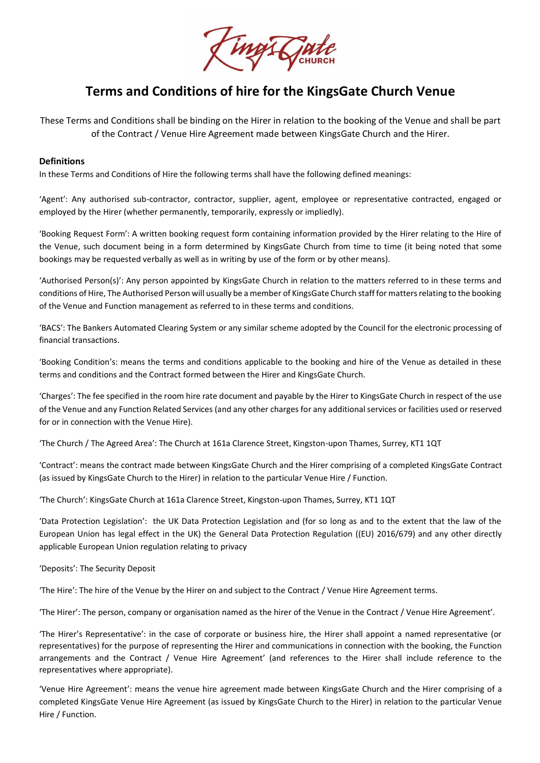# Terms and Conditions of hire for the KingsGate Church Venue

These Terms and Conditions shall be binding on the Hirer in relation to the booking of the Venue and shall be part of the Contract / Venue Hire Agreement made between KingsGate Church and the Hirer.

**Definitions**

In these Terms and Conditions of Hire the following terms shall have the following defined meanings:

'Agent': Any authorised sub-contractor, contractor, supplier, agent, employee or representative contracted, engaged or employed by the Hirer (whether permanently, temporarily, expressly or impliedly).

'Booking Request Form': A written booking request form containing information provided by the Hirer relating to the Hire of the Venue, such document being in a form determined by KingsGate Church from time to time (it being noted that some bookings may be requested verbally as well as in writing by use of the form or by other means).

'Authorised Person(s)': Any person appointed by KingsGate Church in relation to the matters referred to in these terms and conditions of Hire, The Authorised Person will usually be a member of KingsGate Church staff for matters relating to the booking of the Venue and Function management as referred to in these terms and conditions.

'BACS': The Bankers Automated Clearing System or any similar scheme adopted by the Council for the electronic processing of financial transactions.

'Booking Condition's: means the terms and conditions applicable to the booking and hire of the Venue as detailed in these terms and conditions and the Contract formed between the Hirer and KingsGate Church.

'Charges': The fee specified in the room hire rate document and payable by the Hirer to KingsGate Church in respect of the use of the Venue and any Function Related Services (and any other charges for any additional services or facilities used or reserved for or in connection with the Venue Hire).

'The Church / The Agreed Area': The Church at 161a Clarence Street, Kingston-upon Thames, Surrey, KT1 1QT

'Contract': means the contract made between KingsGate Church and the Hirer comprising of a completed KingsGate Contract (as issued by KingsGate Church to the Hirer) in relation to the particular Venue Hire / Function.

'The Church': KingsGate Church at 161a Clarence Street, Kingston-upon Thames, Surrey, KT1 1QT

'Data Protection Legislation': the UK Data Protection Legislation and (for so long as and to the extent that the law of the European Union has legal effect in the UK) the General Data Protection Regulation ((EU) 2016/679) and any other directly applicable European Union regulation relating to privacy

'Deposits': The Security Deposit

'The Hire': The hire of the Venue by the Hirer on and subject to the Contract / Venue Hire Agreement terms.

'The Hirer': The person, company or organisation named as the hirer of the Venue in the Contract / Venue Hire Agreement'.

'The Hirer's Representative': in the case of corporate or business hire, the Hirer shall appoint a named representative (or representatives) for the purpose of representing the Hirer and communications in connection with the booking, the Function arrangements and the Contract / Venue Hire Agreement' (and references to the Hirer shall include reference to the representatives where appropriate).

'Venue Hire Agreement': means the venue hire agreement made between KingsGate Church and the Hirer comprising of a completed KingsGate Venue Hire Agreement (as issued by KingsGate Church to the Hirer) in relation to the particular Venue Hire / Function.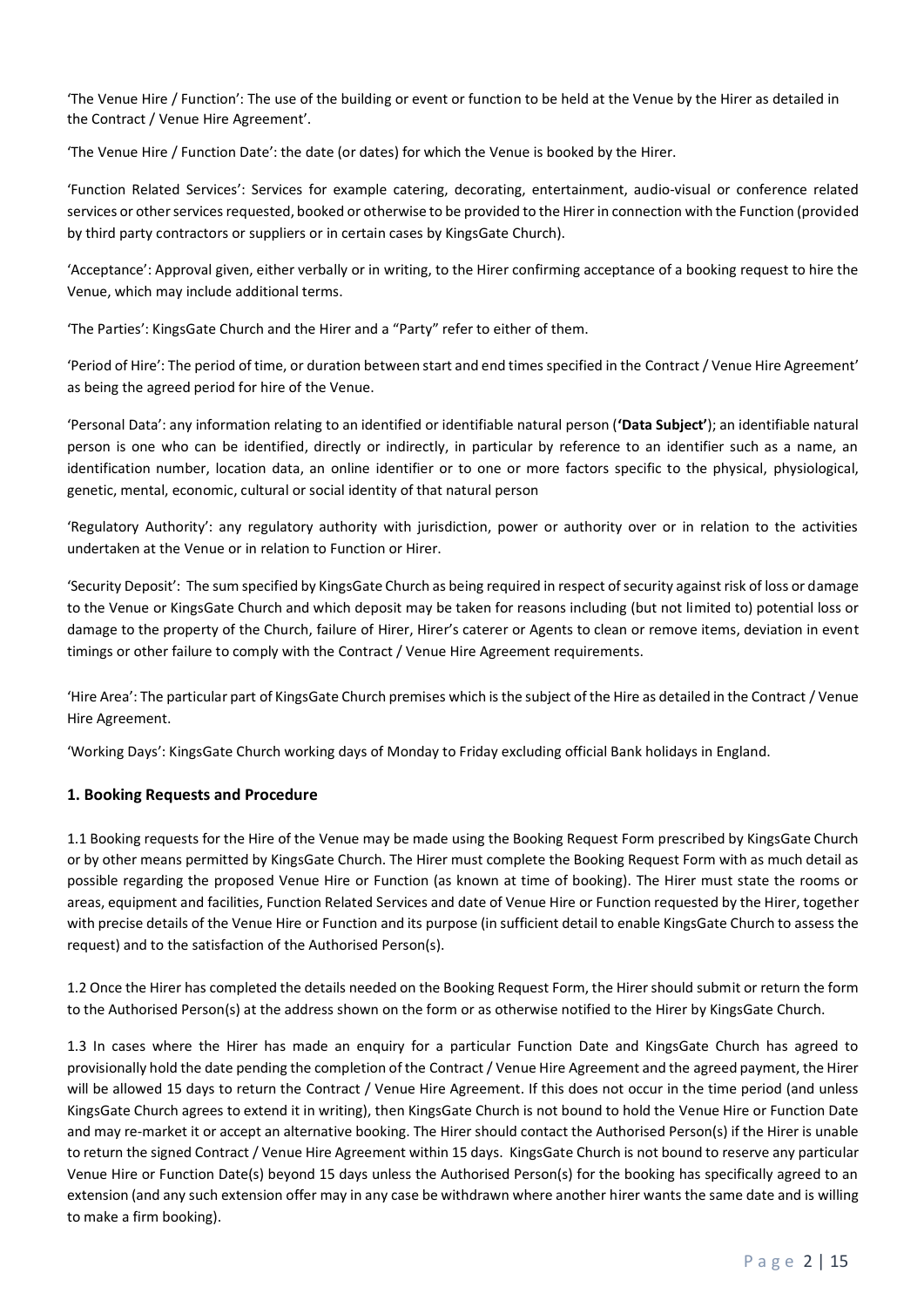'The Venue Hire / Function': The use of the building or event or function to be held at the Venue by the Hirer as detailed in the Contract / Venue Hire Agreement'.

'The Venue Hire / Function Date': the date (or dates) for which the Venue is booked by the Hirer.

'Function Related Services': Services for example catering, decorating, entertainment, audio-visual or conference related services or other services requested, booked or otherwise to be provided to the Hirer in connection with the Function (provided by third party contractors or suppliers or in certain cases by KingsGate Church).

'Acceptance': Approval given, either verbally or in writing, to the Hirer confirming acceptance of a booking request to hire the Venue, which may include additional terms.

'The Parties': KingsGate Church and the Hirer and a "Party" refer to either of them.

'Period of Hire': The period of time, or duration between start and end times specified in the Contract / Venue Hire Agreement' as being the agreed period for hire of the Venue.

'Personal Data': any information relating to an identified or identifiable natural person (**'Data Subject'**); an identifiable natural person is one who can be identified, directly or indirectly, in particular by reference to an identifier such as a name, an identification number, location data, an online identifier or to one or more factors specific to the physical, physiological, genetic, mental, economic, cultural or social identity of that natural person

'Regulatory Authority': any regulatory authority with jurisdiction, power or authority over or in relation to the activities undertaken at the Venue or in relation to Function or Hirer.

'Security Deposit': The sum specified by KingsGate Church as being required in respect of security against risk of loss or damage to the Venue or KingsGate Church and which deposit may be taken for reasons including (but not limited to) potential loss or damage to the property of the Church, failure of Hirer, Hirer's caterer or Agents to clean or remove items, deviation in event timings or other failure to comply with the Contract / Venue Hire Agreement requirements.

'Hire Area': The particular part of KingsGate Church premises which is the subject of the Hire as detailed in the Contract / Venue Hire Agreement.

'Working Days': KingsGate Church working days of Monday to Friday excluding official Bank holidays in England.

### 1. Booking Requests and Procedure

1.1 Booking requests for the Hire of the Venue may be made using the Booking Request Form prescribed by KingsGate Church or by other means permitted by KingsGate Church. The Hirer must complete the Booking Request Form with as much detail as possible regarding the proposed Venue Hire or Function (as known at time of booking). The Hirer must state the rooms or areas, equipment and facilities, Function Related Services and date of Venue Hire or Function requested by the Hirer, together with precise details of the Venue Hire or Function and its purpose (in sufficient detail to enable KingsGate Church to assess the request) and to the satisfaction of the Authorised Person(s).

1.2 Once the Hirer has completed the details needed on the Booking Request Form, the Hirer should submit or return the form to the Authorised Person(s) at the address shown on the form or as otherwise notified to the Hirer by KingsGate Church.

1.3 In cases where the Hirer has made an enquiry for a particular Function Date and KingsGate Church has agreed to provisionally hold the date pending the completion of the Contract / Venue Hire Agreement and the agreed payment, the Hirer will be allowed 15 days to return the Contract / Venue Hire Agreement. If this does not occur in the time period (and unless KingsGate Church agrees to extend it in writing), then KingsGate Church is not bound to hold the Venue Hire or Function Date and may re-market it or accept an alternative booking. The Hirer should contact the Authorised Person(s) if the Hirer is unable to return the signed Contract / Venue Hire Agreement within 15 days. KingsGate Church is not bound to reserve any particular Venue Hire or Function Date(s) beyond 15 days unless the Authorised Person(s) for the booking has specifically agreed to an extension (and any such extension offer may in any case be withdrawn where another hirer wants the same date and is willing to make a firm booking).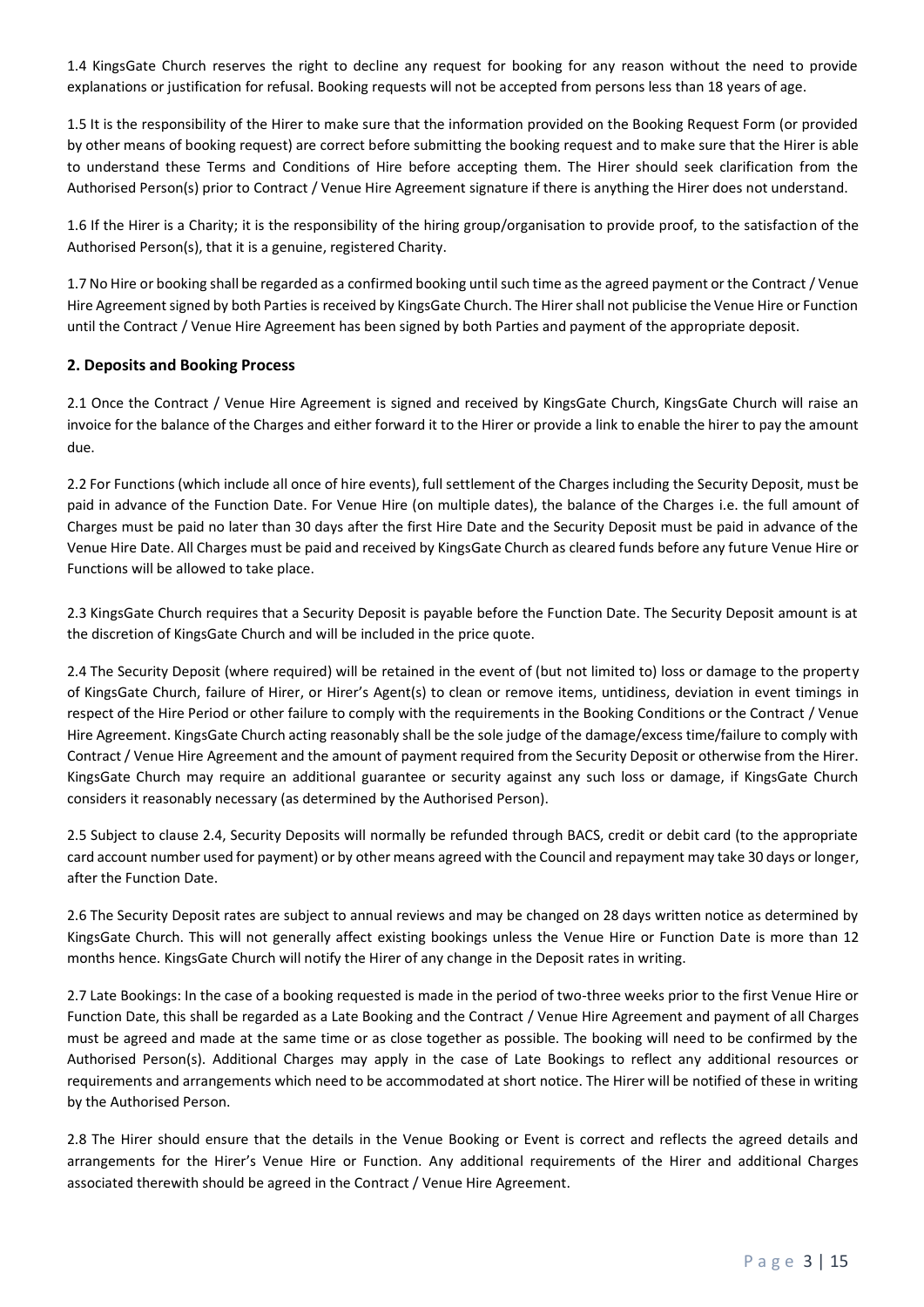1.4 KingsGate Church reserves the right to decline any request for booking for any reason without the need to provide explanations or justification for refusal. Booking requests will not be accepted from persons less than 18 years of age.

1.5 It is the responsibility of the Hirer to make sure that the information provided on the Booking Request Form (or provided by other means of booking request) are correct before submitting the booking request and to make sure that the Hirer is able to understand these Terms and Conditions of Hire before accepting them. The Hirer should seek clarification from the Authorised Person(s) prior to Contract / Venue Hire Agreement signature if there is anything the Hirer does not understand.

1.6 If the Hirer is a Charity; it is the responsibility of the hiring group/organisation to provide proof, to the satisfaction of the Authorised Person(s), that it is a genuine, registered Charity.

1.7 No Hire or booking shall be regarded as a confirmed booking until such time as the agreed payment or the Contract / Venue Hire Agreement signed by both Parties is received by KingsGate Church. The Hirer shall not publicise the Venue Hire or Function until the Contract / Venue Hire Agreement has been signed by both Parties and payment of the appropriate deposit.

## 2. Deposits and Booking Process

2.1 Once the Contract / Venue Hire Agreement is signed and received by KingsGate Church, KingsGate Church will raise an invoice for the balance of the Charges and either forward it to the Hirer or provide a link to enable the hirer to pay the amount due.

2.2 For Functions (which include all once of hire events), full settlement of the Charges including the Security Deposit, must be paid in advance of the Function Date. For Venue Hire (on multiple dates), the balance of the Charges i.e. the full amount of Charges must be paid no later than 30 days after the first Hire Date and the Security Deposit must be paid in advance of the Venue Hire Date. All Charges must be paid and received by KingsGate Church as cleared funds before any future Venue Hire or Functions will be allowed to take place.

2.3 KingsGate Church requires that a Security Deposit is payable before the Function Date. The Security Deposit amount is at the discretion of KingsGate Church and will be included in the price quote.

2.4 The Security Deposit (where required) will be retained in the event of (but not limited to) loss or damage to the property of KingsGate Church, failure of Hirer, or Hirer's Agent(s) to clean or remove items, untidiness, deviation in event timings in respect of the Hire Period or other failure to comply with the requirements in the Booking Conditions or the Contract / Venue Hire Agreement. KingsGate Church acting reasonably shall be the sole judge of the damage/excess time/failure to comply with Contract / Venue Hire Agreement and the amount of payment required from the Security Deposit or otherwise from the Hirer. KingsGate Church may require an additional guarantee or security against any such loss or damage, if KingsGate Church considers it reasonably necessary (as determined by the Authorised Person).

2.5 Subject to clause 2.4, Security Deposits will normally be refunded through BACS, credit or debit card (to the appropriate card account number used for payment) or by other means agreed with the Council and repayment may take 30 days or longer, after the Function Date.

2.6 The Security Deposit rates are subject to annual reviews and may be changed on 28 days written notice as determined by KingsGate Church. This will not generally affect existing bookings unless the Venue Hire or Function Date is more than 12 months hence. KingsGate Church will notify the Hirer of any change in the Deposit rates in writing.

2.7 Late Bookings: In the case of a booking requested is made in the period of two-three weeks prior to the first Venue Hire or Function Date, this shall be regarded as a Late Booking and the Contract / Venue Hire Agreement and payment of all Charges must be agreed and made at the same time or as close together as possible. The booking will need to be confirmed by the Authorised Person(s). Additional Charges may apply in the case of Late Bookings to reflect any additional resources or requirements and arrangements which need to be accommodated at short notice. The Hirer will be notified of these in writing by the Authorised Person.

2.8 The Hirer should ensure that the details in the Venue Booking or Event is correct and reflects the agreed details and arrangements for the Hirer's Venue Hire or Function. Any additional requirements of the Hirer and additional Charges associated therewith should be agreed in the Contract / Venue Hire Agreement.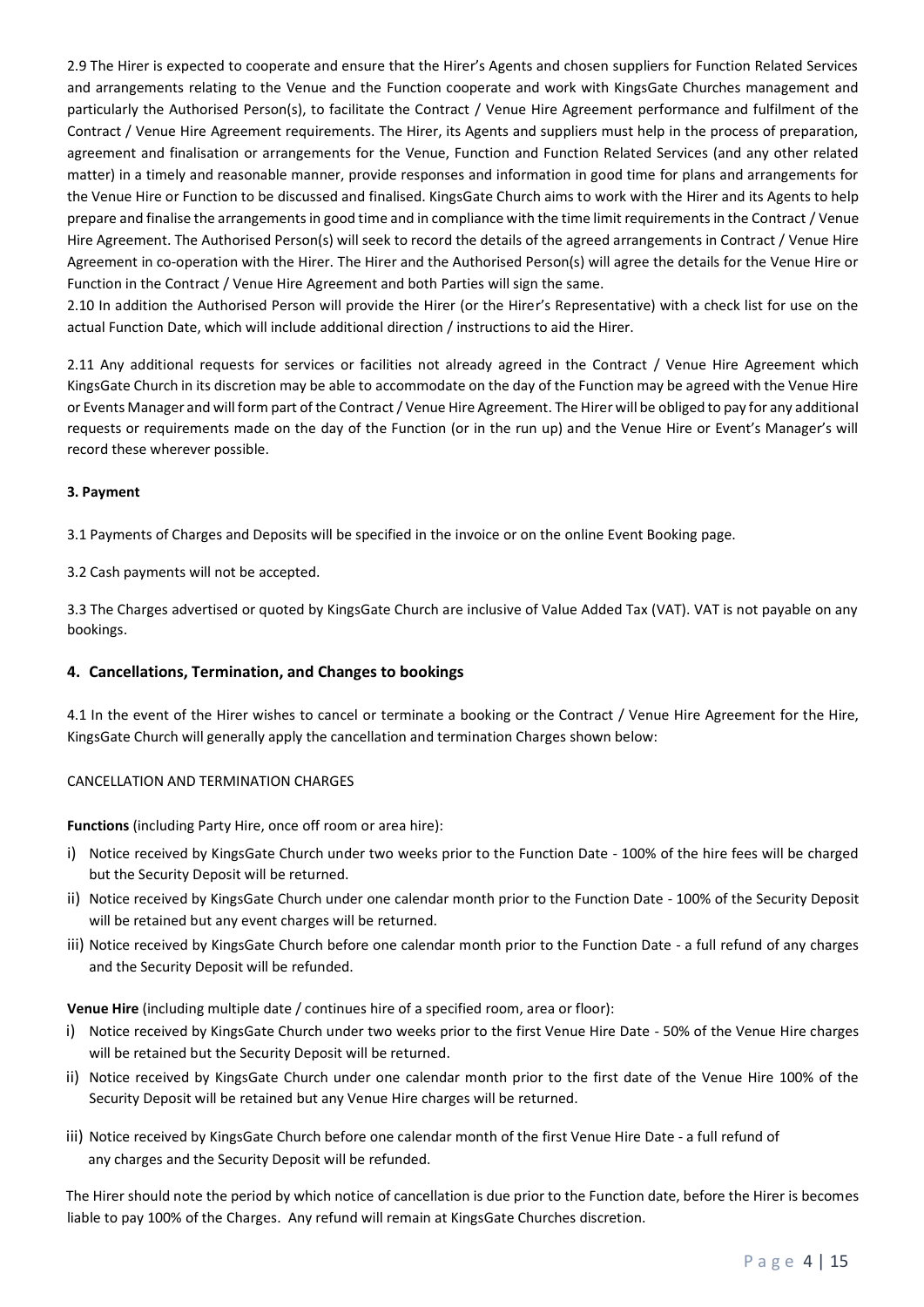2.9 The Hirer is expected to cooperate and ensure that the Hirer's Agents and chosen suppliers for Function Related Services and arrangements relating to the Venue and the Function cooperate and work with KingsGate Churches management and particularly the Authorised Person(s), to facilitate the Contract / Venue Hire Agreement performance and fulfilment of the Contract / Venue Hire Agreement requirements. The Hirer, its Agents and suppliers must help in the process of preparation, agreement and finalisation or arrangements for the Venue, Function and Function Related Services (and any other related matter) in a timely and reasonable manner, provide responses and information in good time for plans and arrangements for the Venue Hire or Function to be discussed and finalised. KingsGate Church aims to work with the Hirer and its Agents to help prepare and finalise the arrangements in good time and in compliance with the time limit requirements in the Contract / Venue Hire Agreement. The Authorised Person(s) will seek to record the details of the agreed arrangements in Contract / Venue Hire Agreement in co-operation with the Hirer. The Hirer and the Authorised Person(s) will agree the details for the Venue Hire or Function in the Contract / Venue Hire Agreement and both Parties will sign the same.

2.10 In addition the Authorised Person will provide the Hirer (or the Hirer's Representative) with a check list for use on the actual Function Date, which will include additional direction / instructions to aid the Hirer.

2.11 Any additional requests for services or facilities not already agreed in the Contract / Venue Hire Agreement which KingsGate Church in its discretion may be able to accommodate on the day of the Function may be agreed with the Venue Hire or Events Manager and will form part of the Contract / Venue Hire Agreement. The Hirer will be obliged to pay for any additional requests or requirements made on the day of the Function (or in the run up) and the Venue Hire or Event's Manager's will record these wherever possible.

**3. Payment**

3.1 Payments of Charges and Deposits will be specified in the invoice or on the online Event Booking page.

3.2 Cash payments will not be accepted.

3.3 The Charges advertised or quoted by KingsGate Church are inclusive of Value Added Tax (VAT). VAT is not payable on any bookings.

## 4. Cancellations, Termination, and Changes to bookings

4.1 In the event of the Hirer wishes to cancel or terminate a booking or the Contract / Venue Hire Agreement for the Hire, KingsGate Church will generally apply the cancellation and termination Charges shown below:

CANCELLATION AND TERMINATION CHARGES

**Functions** (including Party Hire, once off room or area hire):

i) Notice received by KingsGate Church under two weeks prior to the Function Date - 100% of the hire fees will be charged but the Security Deposit will be returned.
ii) Notice received by KingsGate Church under one calendar month prior to the Function Date - 100% of the Security Deposit will be retained but any event charges will be returned.
iii) Notice received by KingsGate Church before one calendar month prior to the Function Date - a full refund of any charges and the Security Deposit will be refunded.

**Venue Hire** (including multiple date / continues hire of a specified room, area or floor):

i) Notice received by KingsGate Church under two weeks prior to the first Venue Hire Date - 50% of the Venue Hire charges will be retained but the Security Deposit will be returned.
ii) Notice received by KingsGate Church under one calendar month prior to the first date of the Venue Hire 100% of the Security Deposit will be retained but any Venue Hire charges will be returned.
iii) Notice received by KingsGate Church before one calendar month of the first Venue Hire Date - a full refund of any charges and the Security Deposit will be refunded.

The Hirer should note the period by which notice of cancellation is due prior to the Function date, before the Hirer is becomes liable to pay 100% of the Charges. Any refund will remain at KingsGate Churches discretion.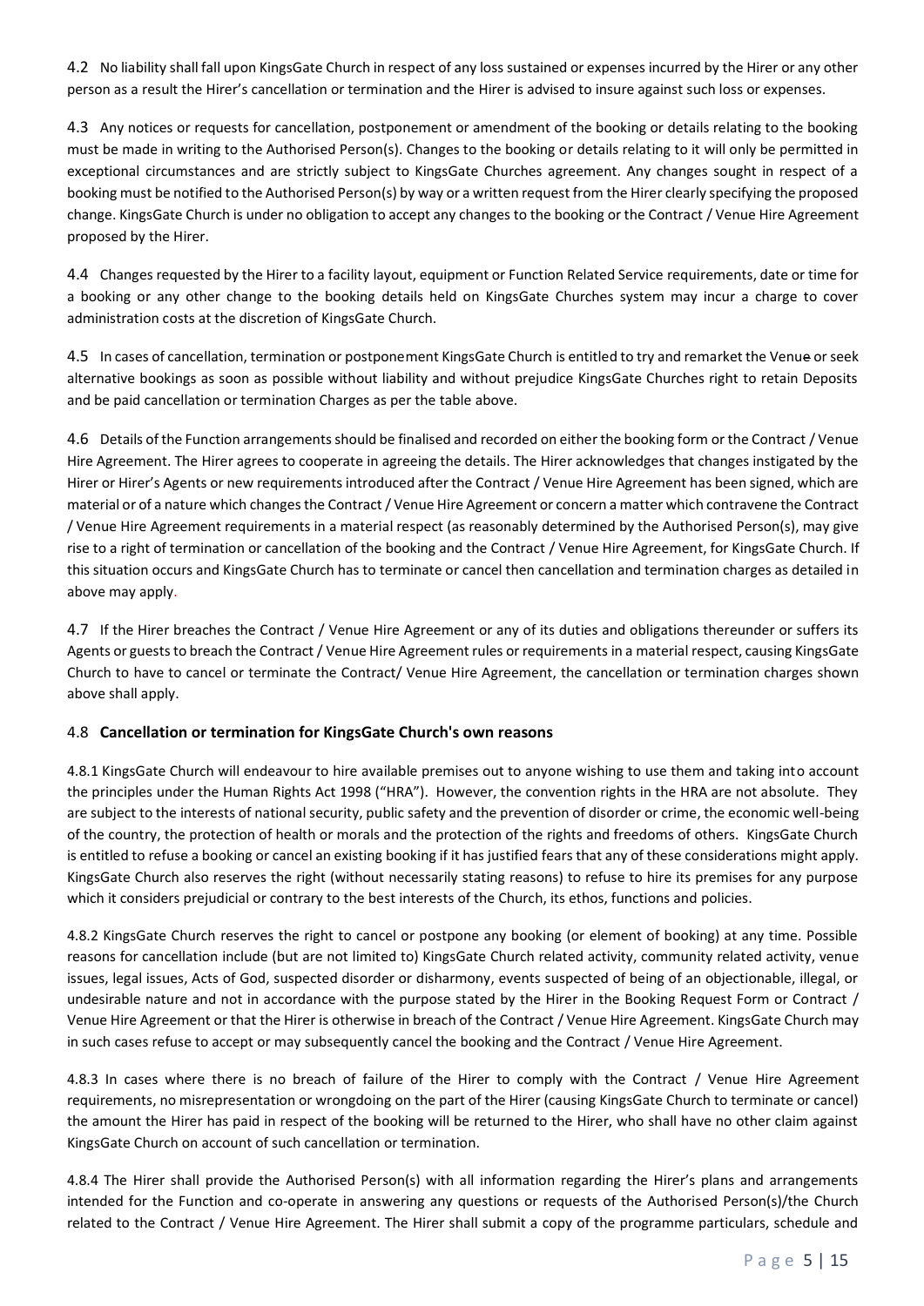4.2 No liability shall fall upon KingsGate Church in respect of any loss sustained or expenses incurred by the Hirer or any other person as a result the Hirer's cancellation or termination and the Hirer is advised to insure against such loss or expenses.

4.3 Any notices or requests for cancellation, postponement or amendment of the booking or details relating to the booking must be made in writing to the Authorised Person(s). Changes to the booking or details relating to it will only be permitted in exceptional circumstances and are strictly subject to KingsGate Churches agreement. Any changes sought in respect of a booking must be notified to the Authorised Person(s) by way or a written request from the Hirer clearly specifying the proposed change. KingsGate Church is under no obligation to accept any changes to the booking or the Contract / Venue Hire Agreement proposed by the Hirer.

4.4 Changes requested by the Hirer to a facility layout, equipment or Function Related Service requirements, date or time for a booking or any other change to the booking details held on KingsGate Churches system may incur a charge to cover administration costs at the discretion of KingsGate Church.

4.5 In cases of cancellation, termination or postponement KingsGate Church is entitled to try and remarket the Venue or seek alternative bookings as soon as possible without liability and without prejudice KingsGate Churches right to retain Deposits and be paid cancellation or termination Charges as per the table above.

4.6 Details of the Function arrangements should be finalised and recorded on either the booking form or the Contract / Venue Hire Agreement. The Hirer agrees to cooperate in agreeing the details. The Hirer acknowledges that changes instigated by the Hirer or Hirer's Agents or new requirements introduced after the Contract / Venue Hire Agreement has been signed, which are material or of a nature which changes the Contract / Venue Hire Agreement or concern a matter which contravene the Contract / Venue Hire Agreement requirements in a material respect (as reasonably determined by the Authorised Person(s), may give rise to a right of termination or cancellation of the booking and the Contract / Venue Hire Agreement, for KingsGate Church. If this situation occurs and KingsGate Church has to terminate or cancel then cancellation and termination charges as detailed in above may apply.

4.7 If the Hirer breaches the Contract / Venue Hire Agreement or any of its duties and obligations thereunder or suffers its Agents or guests to breach the Contract / Venue Hire Agreement rules or requirements in a material respect, causing KingsGate Church to have to cancel or terminate the Contract/ Venue Hire Agreement, the cancellation or termination charges shown above shall apply.

### 4.8 **Cancellation or termination for KingsGate Church's own reasons**

4.8.1 KingsGate Church will endeavour to hire available premises out to anyone wishing to use them and taking into account the principles under the Human Rights Act 1998 ("HRA"). However, the convention rights in the HRA are not absolute. They are subject to the interests of national security, public safety and the prevention of disorder or crime, the economic well-being of the country, the protection of health or morals and the protection of the rights and freedoms of others. KingsGate Church is entitled to refuse a booking or cancel an existing booking if it has justified fears that any of these considerations might apply. KingsGate Church also reserves the right (without necessarily stating reasons) to refuse to hire its premises for any purpose which it considers prejudicial or contrary to the best interests of the Church, its ethos, functions and policies.

4.8.2 KingsGate Church reserves the right to cancel or postpone any booking (or element of booking) at any time. Possible reasons for cancellation include (but are not limited to) KingsGate Church related activity, community related activity, venue issues, legal issues, Acts of God, suspected disorder or disharmony, events suspected of being of an objectionable, illegal, or undesirable nature and not in accordance with the purpose stated by the Hirer in the Booking Request Form or Contract / Venue Hire Agreement or that the Hirer is otherwise in breach of the Contract / Venue Hire Agreement. KingsGate Church may in such cases refuse to accept or may subsequently cancel the booking and the Contract / Venue Hire Agreement.

4.8.3 In cases where there is no breach of failure of the Hirer to comply with the Contract / Venue Hire Agreement requirements, no misrepresentation or wrongdoing on the part of the Hirer (causing KingsGate Church to terminate or cancel) the amount the Hirer has paid in respect of the booking will be returned to the Hirer, who shall have no other claim against KingsGate Church on account of such cancellation or termination.

4.8.4 The Hirer shall provide the Authorised Person(s) with all information regarding the Hirer's plans and arrangements intended for the Function and co-operate in answering any questions or requests of the Authorised Person(s)/the Church related to the Contract / Venue Hire Agreement. The Hirer shall submit a copy of the programme particulars, schedule and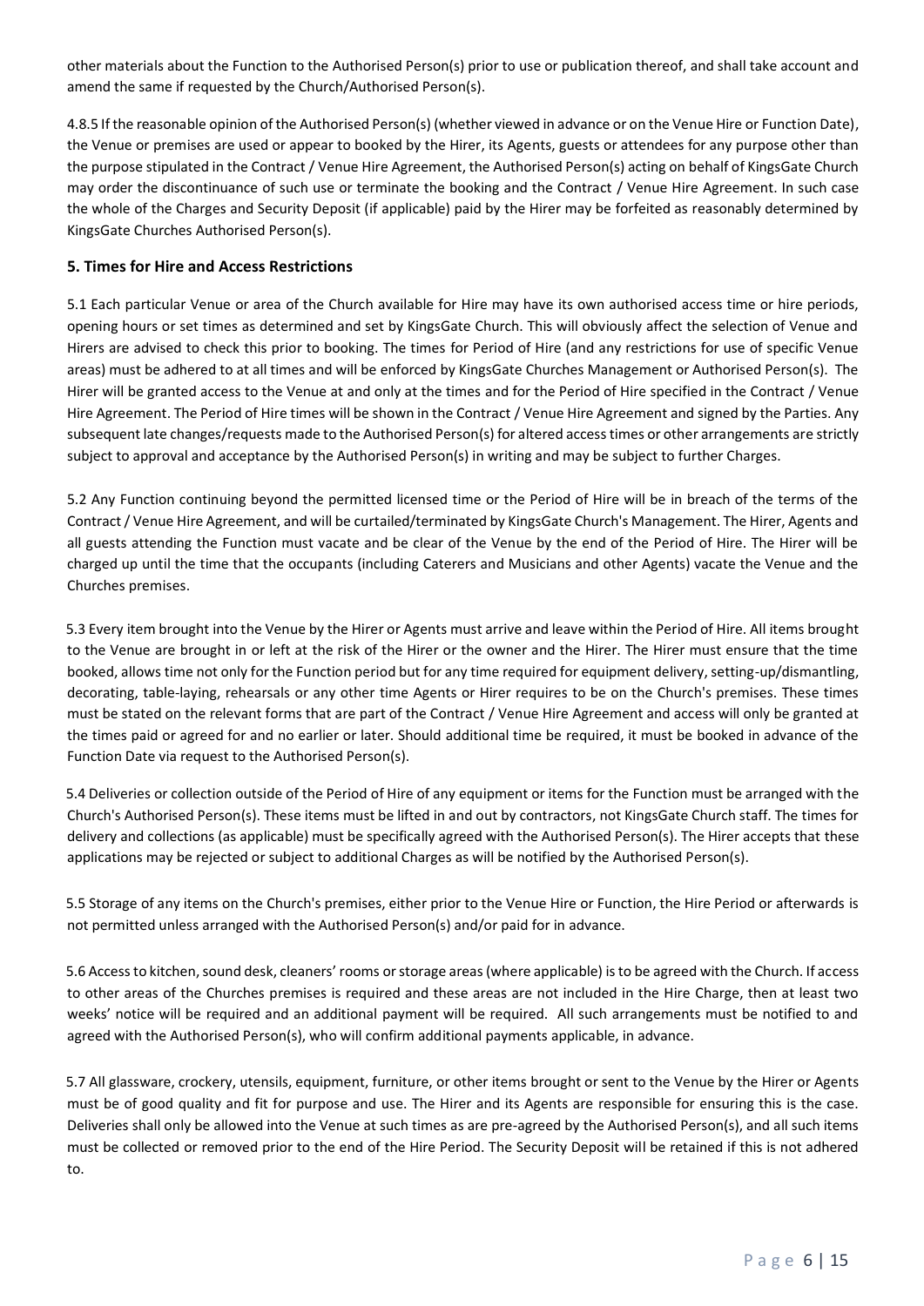other materials about the Function to the Authorised Person(s) prior to use or publication thereof, and shall take account and amend the same if requested by the Church/Authorised Person(s).

4.8.5 If the reasonable opinion of the Authorised Person(s) (whether viewed in advance or on the Venue Hire or Function Date), the Venue or premises are used or appear to booked by the Hirer, its Agents, guests or attendees for any purpose other than the purpose stipulated in the Contract / Venue Hire Agreement, the Authorised Person(s) acting on behalf of KingsGate Church may order the discontinuance of such use or terminate the booking and the Contract / Venue Hire Agreement. In such case the whole of the Charges and Security Deposit (if applicable) paid by the Hirer may be forfeited as reasonably determined by KingsGate Churches Authorised Person(s).

### 5. Times for Hire and Access Restrictions

5.1 Each particular Venue or area of the Church available for Hire may have its own authorised access time or hire periods, opening hours or set times as determined and set by KingsGate Church. This will obviously affect the selection of Venue and Hirers are advised to check this prior to booking. The times for Period of Hire (and any restrictions for use of specific Venue areas) must be adhered to at all times and will be enforced by KingsGate Churches Management or Authorised Person(s). The Hirer will be granted access to the Venue at and only at the times and for the Period of Hire specified in the Contract / Venue Hire Agreement. The Period of Hire times will be shown in the Contract / Venue Hire Agreement and signed by the Parties. Any subsequent late changes/requests made to the Authorised Person(s) for altered access times or other arrangements are strictly subject to approval and acceptance by the Authorised Person(s) in writing and may be subject to further Charges.

5.2 Any Function continuing beyond the permitted licensed time or the Period of Hire will be in breach of the terms of the Contract / Venue Hire Agreement, and will be curtailed/terminated by KingsGate Church's Management. The Hirer, Agents and all guests attending the Function must vacate and be clear of the Venue by the end of the Period of Hire. The Hirer will be charged up until the time that the occupants (including Caterers and Musicians and other Agents) vacate the Venue and the Churches premises.

5.3 Every item brought into the Venue by the Hirer or Agents must arrive and leave within the Period of Hire. All items brought to the Venue are brought in or left at the risk of the Hirer or the owner and the Hirer. The Hirer must ensure that the time booked, allows time not only for the Function period but for any time required for equipment delivery, setting-up/dismantling, decorating, table-laying, rehearsals or any other time Agents or Hirer requires to be on the Church's premises. These times must be stated on the relevant forms that are part of the Contract / Venue Hire Agreement and access will only be granted at the times paid or agreed for and no earlier or later. Should additional time be required, it must be booked in advance of the Function Date via request to the Authorised Person(s).

5.4 Deliveries or collection outside of the Period of Hire of any equipment or items for the Function must be arranged with the Church's Authorised Person(s). These items must be lifted in and out by contractors, not KingsGate Church staff. The times for delivery and collections (as applicable) must be specifically agreed with the Authorised Person(s). The Hirer accepts that these applications may be rejected or subject to additional Charges as will be notified by the Authorised Person(s).

5.5 Storage of any items on the Church's premises, either prior to the Venue Hire or Function, the Hire Period or afterwards is not permitted unless arranged with the Authorised Person(s) and/or paid for in advance.

5.6 Access to kitchen, sound desk, cleaners' rooms or storage areas (where applicable) is to be agreed with the Church. If access to other areas of the Churches premises is required and these areas are not included in the Hire Charge, then at least two weeks' notice will be required and an additional payment will be required. All such arrangements must be notified to and agreed with the Authorised Person(s), who will confirm additional payments applicable, in advance.

5.7 All glassware, crockery, utensils, equipment, furniture, or other items brought or sent to the Venue by the Hirer or Agents must be of good quality and fit for purpose and use. The Hirer and its Agents are responsible for ensuring this is the case. Deliveries shall only be allowed into the Venue at such times as are pre-agreed by the Authorised Person(s), and all such items must be collected or removed prior to the end of the Hire Period. The Security Deposit will be retained if this is not adhered to.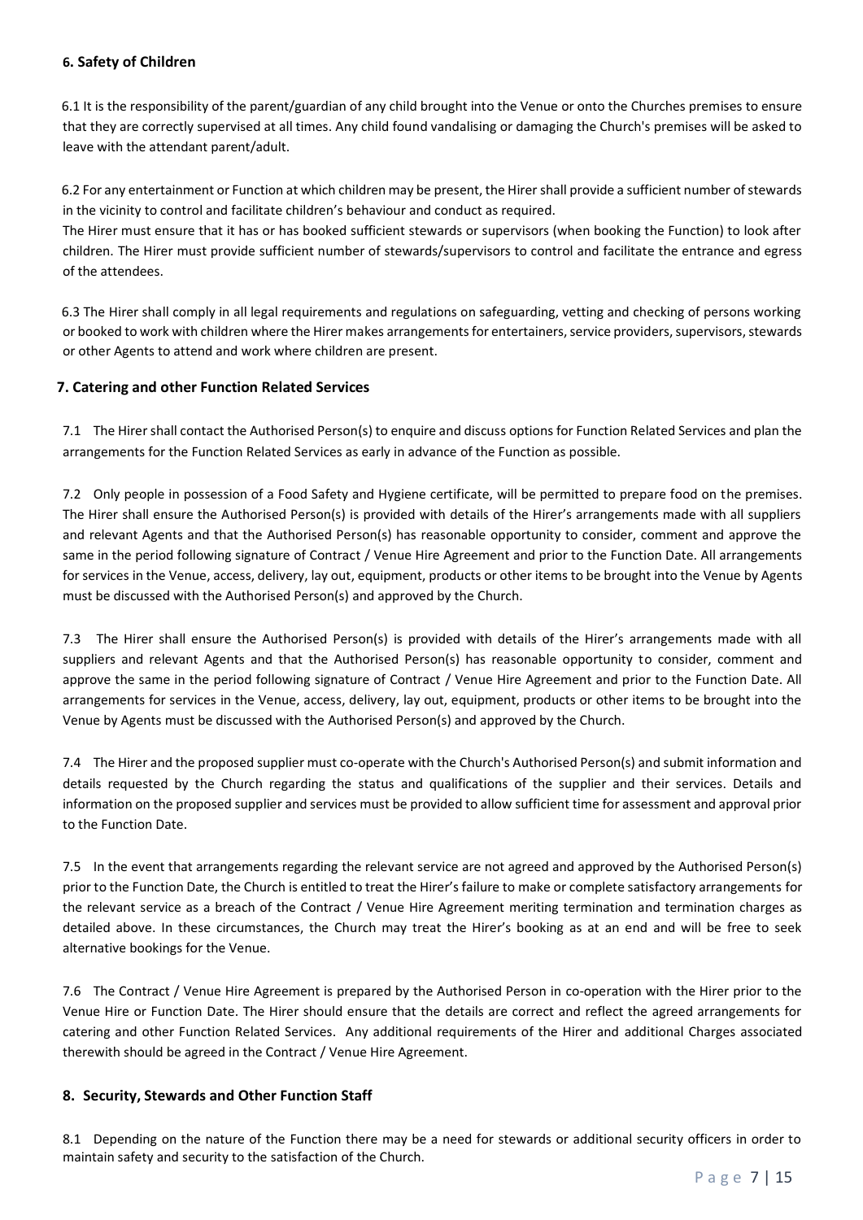## 6. Safety of Children

6.1 It is the responsibility of the parent/guardian of any child brought into the Venue or onto the Churches premises to ensure that they are correctly supervised at all times. Any child found vandalising or damaging the Church's premises will be asked to leave with the attendant parent/adult.

6.2 For any entertainment or Function at which children may be present, the Hirer shall provide a sufficient number of stewards in the vicinity to control and facilitate children's behaviour and conduct as required.
The Hirer must ensure that it has or has booked sufficient stewards or supervisors (when booking the Function) to look after children. The Hirer must provide sufficient number of stewards/supervisors to control and facilitate the entrance and egress of the attendees.

6.3 The Hirer shall comply in all legal requirements and regulations on safeguarding, vetting and checking of persons working or booked to work with children where the Hirer makes arrangements for entertainers, service providers, supervisors, stewards or other Agents to attend and work where children are present.

## 7. Catering and other Function Related Services

7.1 The Hirer shall contact the Authorised Person(s) to enquire and discuss options for Function Related Services and plan the arrangements for the Function Related Services as early in advance of the Function as possible.

7.2 Only people in possession of a Food Safety and Hygiene certificate, will be permitted to prepare food on the premises. The Hirer shall ensure the Authorised Person(s) is provided with details of the Hirer's arrangements made with all suppliers and relevant Agents and that the Authorised Person(s) has reasonable opportunity to consider, comment and approve the same in the period following signature of Contract / Venue Hire Agreement and prior to the Function Date. All arrangements for services in the Venue, access, delivery, lay out, equipment, products or other items to be brought into the Venue by Agents must be discussed with the Authorised Person(s) and approved by the Church.

7.3 The Hirer shall ensure the Authorised Person(s) is provided with details of the Hirer's arrangements made with all suppliers and relevant Agents and that the Authorised Person(s) has reasonable opportunity to consider, comment and approve the same in the period following signature of Contract / Venue Hire Agreement and prior to the Function Date. All arrangements for services in the Venue, access, delivery, lay out, equipment, products or other items to be brought into the Venue by Agents must be discussed with the Authorised Person(s) and approved by the Church.

7.4 The Hirer and the proposed supplier must co-operate with the Church's Authorised Person(s) and submit information and details requested by the Church regarding the status and qualifications of the supplier and their services. Details and information on the proposed supplier and services must be provided to allow sufficient time for assessment and approval prior to the Function Date.

7.5 In the event that arrangements regarding the relevant service are not agreed and approved by the Authorised Person(s) prior to the Function Date, the Church is entitled to treat the Hirer's failure to make or complete satisfactory arrangements for the relevant service as a breach of the Contract / Venue Hire Agreement meriting termination and termination charges as detailed above. In these circumstances, the Church may treat the Hirer's booking as at an end and will be free to seek alternative bookings for the Venue.

7.6 The Contract / Venue Hire Agreement is prepared by the Authorised Person in co-operation with the Hirer prior to the Venue Hire or Function Date. The Hirer should ensure that the details are correct and reflect the agreed arrangements for catering and other Function Related Services. Any additional requirements of the Hirer and additional Charges associated therewith should be agreed in the Contract / Venue Hire Agreement.

## 8. Security, Stewards and Other Function Staff

8.1 Depending on the nature of the Function there may be a need for stewards or additional security officers in order to maintain safety and security to the satisfaction of the Church.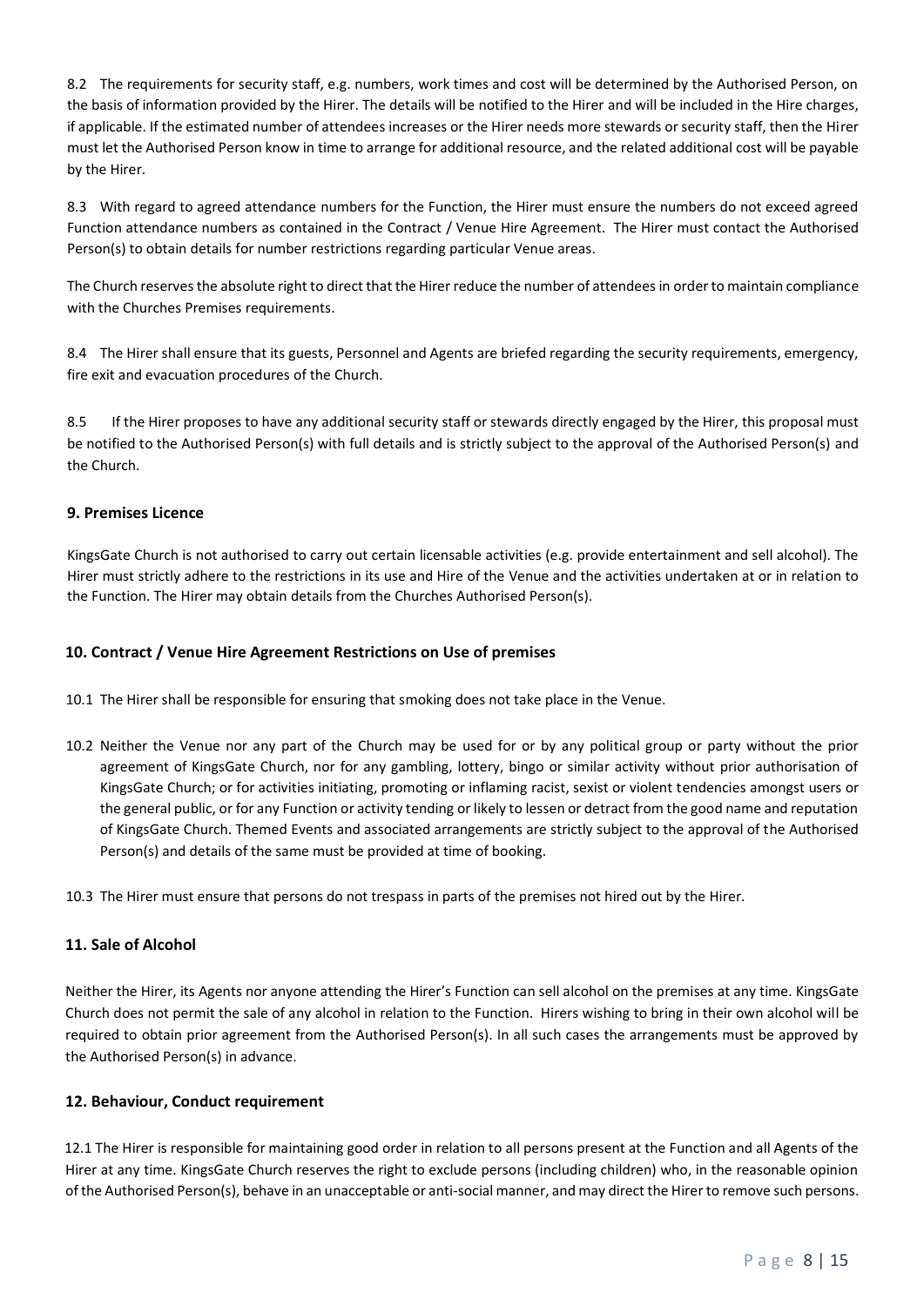8.2 The requirements for security staff, e.g. numbers, work times and cost will be determined by the Authorised Person, on the basis of information provided by the Hirer. The details will be notified to the Hirer and will be included in the Hire charges, if applicable. If the estimated number of attendees increases or the Hirer needs more stewards or security staff, then the Hirer must let the Authorised Person know in time to arrange for additional resource, and the related additional cost will be payable by the Hirer.

8.3 With regard to agreed attendance numbers for the Function, the Hirer must ensure the numbers do not exceed agreed Function attendance numbers as contained in the Contract / Venue Hire Agreement. The Hirer must contact the Authorised Person(s) to obtain details for number restrictions regarding particular Venue areas.

The Church reserves the absolute right to direct that the Hirer reduce the number of attendees in order to maintain compliance with the Churches Premises requirements.

8.4 The Hirer shall ensure that its guests, Personnel and Agents are briefed regarding the security requirements, emergency, fire exit and evacuation procedures of the Church.

8.5 If the Hirer proposes to have any additional security staff or stewards directly engaged by the Hirer, this proposal must be notified to the Authorised Person(s) with full details and is strictly subject to the approval of the Authorised Person(s) and the Church.

### 9. Premises Licence

KingsGate Church is not authorised to carry out certain licensable activities (e.g. provide entertainment and sell alcohol). The Hirer must strictly adhere to the restrictions in its use and Hire of the Venue and the activities undertaken at or in relation to the Function. The Hirer may obtain details from the Churches Authorised Person(s).

### 10. Contract / Venue Hire Agreement Restrictions on Use of premises

10.1 The Hirer shall be responsible for ensuring that smoking does not take place in the Venue.

10.2 Neither the Venue nor any part of the Church may be used for or by any political group or party without the prior agreement of KingsGate Church, nor for any gambling, lottery, bingo or similar activity without prior authorisation of KingsGate Church; or for activities initiating, promoting or inflaming racist, sexist or violent tendencies amongst users or the general public, or for any Function or activity tending or likely to lessen or detract from the good name and reputation of KingsGate Church. Themed Events and associated arrangements are strictly subject to the approval of the Authorised Person(s) and details of the same must be provided at time of booking.

10.3 The Hirer must ensure that persons do not trespass in parts of the premises not hired out by the Hirer.

### 11. Sale of Alcohol

Neither the Hirer, its Agents nor anyone attending the Hirer's Function can sell alcohol on the premises at any time. KingsGate Church does not permit the sale of any alcohol in relation to the Function. Hirers wishing to bring in their own alcohol will be required to obtain prior agreement from the Authorised Person(s). In all such cases the arrangements must be approved by the Authorised Person(s) in advance.

### 12. Behaviour, Conduct requirement

12.1 The Hirer is responsible for maintaining good order in relation to all persons present at the Function and all Agents of the Hirer at any time. KingsGate Church reserves the right to exclude persons (including children) who, in the reasonable opinion of the Authorised Person(s), behave in an unacceptable or anti-social manner, and may direct the Hirer to remove such persons.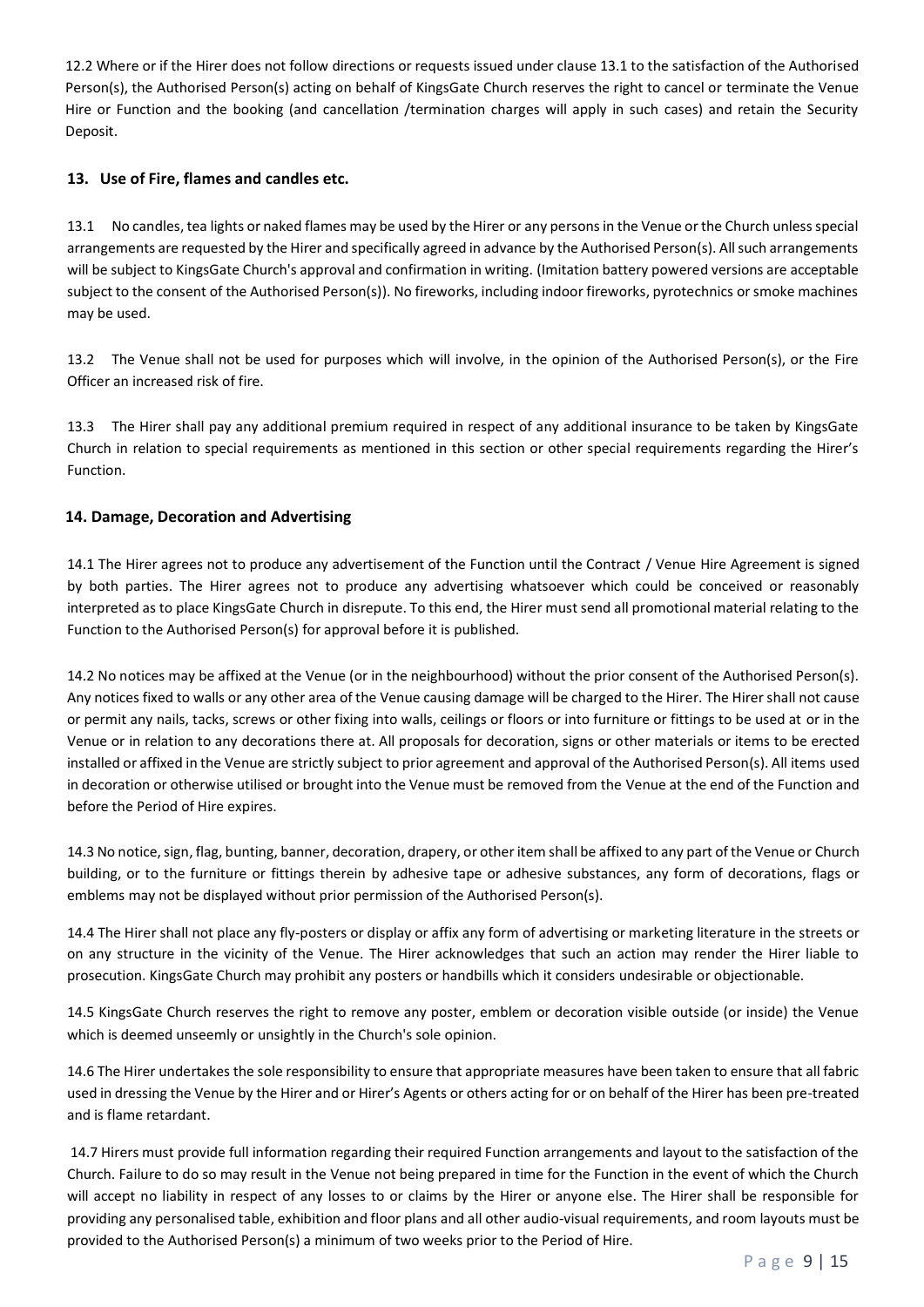12.2 Where or if the Hirer does not follow directions or requests issued under clause 13.1 to the satisfaction of the Authorised Person(s), the Authorised Person(s) acting on behalf of KingsGate Church reserves the right to cancel or terminate the Venue Hire or Function and the booking (and cancellation /termination charges will apply in such cases) and retain the Security Deposit.

## 13. Use of Fire, flames and candles etc.

13.1 No candles, tea lights or naked flames may be used by the Hirer or any persons in the Venue or the Church unless special arrangements are requested by the Hirer and specifically agreed in advance by the Authorised Person(s). All such arrangements will be subject to KingsGate Church's approval and confirmation in writing. (Imitation battery powered versions are acceptable subject to the consent of the Authorised Person(s)). No fireworks, including indoor fireworks, pyrotechnics or smoke machines may be used.

13.2 The Venue shall not be used for purposes which will involve, in the opinion of the Authorised Person(s), or the Fire Officer an increased risk of fire.

13.3 The Hirer shall pay any additional premium required in respect of any additional insurance to be taken by KingsGate Church in relation to special requirements as mentioned in this section or other special requirements regarding the Hirer's Function.

## 14. Damage, Decoration and Advertising

14.1 The Hirer agrees not to produce any advertisement of the Function until the Contract / Venue Hire Agreement is signed by both parties. The Hirer agrees not to produce any advertising whatsoever which could be conceived or reasonably interpreted as to place KingsGate Church in disrepute. To this end, the Hirer must send all promotional material relating to the Function to the Authorised Person(s) for approval before it is published.

14.2 No notices may be affixed at the Venue (or in the neighbourhood) without the prior consent of the Authorised Person(s). Any notices fixed to walls or any other area of the Venue causing damage will be charged to the Hirer. The Hirer shall not cause or permit any nails, tacks, screws or other fixing into walls, ceilings or floors or into furniture or fittings to be used at or in the Venue or in relation to any decorations there at. All proposals for decoration, signs or other materials or items to be erected installed or affixed in the Venue are strictly subject to prior agreement and approval of the Authorised Person(s). All items used in decoration or otherwise utilised or brought into the Venue must be removed from the Venue at the end of the Function and before the Period of Hire expires.

14.3 No notice, sign, flag, bunting, banner, decoration, drapery, or other item shall be affixed to any part of the Venue or Church building, or to the furniture or fittings therein by adhesive tape or adhesive substances, any form of decorations, flags or emblems may not be displayed without prior permission of the Authorised Person(s).

14.4 The Hirer shall not place any fly-posters or display or affix any form of advertising or marketing literature in the streets or on any structure in the vicinity of the Venue. The Hirer acknowledges that such an action may render the Hirer liable to prosecution. KingsGate Church may prohibit any posters or handbills which it considers undesirable or objectionable.

14.5 KingsGate Church reserves the right to remove any poster, emblem or decoration visible outside (or inside) the Venue which is deemed unseemly or unsightly in the Church's sole opinion.

14.6 The Hirer undertakes the sole responsibility to ensure that appropriate measures have been taken to ensure that all fabric used in dressing the Venue by the Hirer and or Hirer's Agents or others acting for or on behalf of the Hirer has been pre-treated and is flame retardant.

14.7 Hirers must provide full information regarding their required Function arrangements and layout to the satisfaction of the Church. Failure to do so may result in the Venue not being prepared in time for the Function in the event of which the Church will accept no liability in respect of any losses to or claims by the Hirer or anyone else. The Hirer shall be responsible for providing any personalised table, exhibition and floor plans and all other audio-visual requirements, and room layouts must be provided to the Authorised Person(s) a minimum of two weeks prior to the Period of Hire.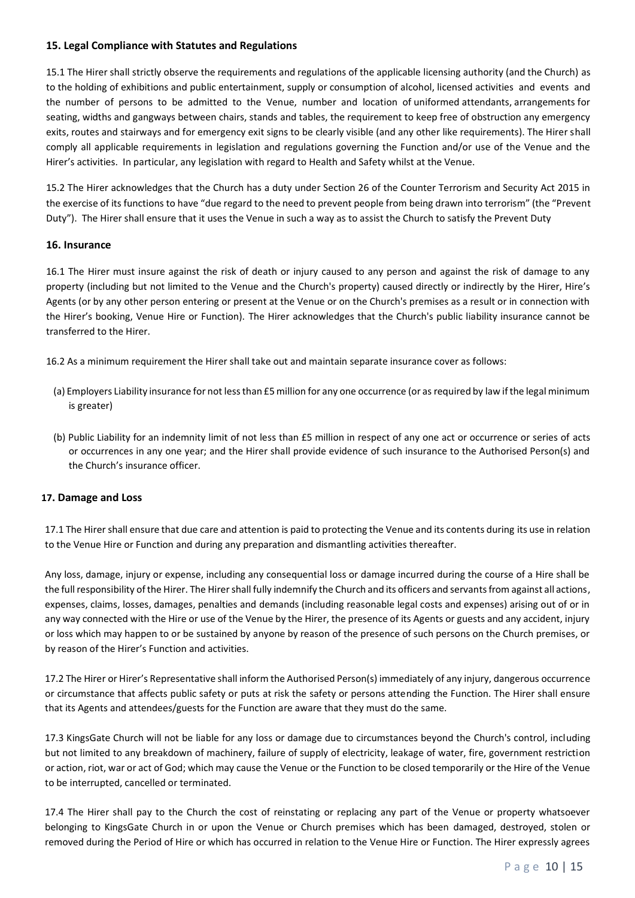### 15. Legal Compliance with Statutes and Regulations

15.1 The Hirer shall strictly observe the requirements and regulations of the applicable licensing authority (and the Church) as to the holding of exhibitions and public entertainment, supply or consumption of alcohol, licensed activities and events and the number of persons to be admitted to the Venue, number and location of uniformed attendants, arrangements for seating, widths and gangways between chairs, stands and tables, the requirement to keep free of obstruction any emergency exits, routes and stairways and for emergency exit signs to be clearly visible (and any other like requirements). The Hirer shall comply all applicable requirements in legislation and regulations governing the Function and/or use of the Venue and the Hirer's activities. In particular, any legislation with regard to Health and Safety whilst at the Venue.

15.2 The Hirer acknowledges that the Church has a duty under Section 26 of the Counter Terrorism and Security Act 2015 in the exercise of its functions to have "due regard to the need to prevent people from being drawn into terrorism" (the "Prevent Duty"). The Hirer shall ensure that it uses the Venue in such a way as to assist the Church to satisfy the Prevent Duty

### 16. Insurance

16.1 The Hirer must insure against the risk of death or injury caused to any person and against the risk of damage to any property (including but not limited to the Venue and the Church's property) caused directly or indirectly by the Hirer, Hire's Agents (or by any other person entering or present at the Venue or on the Church's premises as a result or in connection with the Hirer's booking, Venue Hire or Function). The Hirer acknowledges that the Church's public liability insurance cannot be transferred to the Hirer.

16.2 As a minimum requirement the Hirer shall take out and maintain separate insurance cover as follows:

(a) Employers Liability insurance for not less than £5 million for any one occurrence (or as required by law if the legal minimum is greater)

(b) Public Liability for an indemnity limit of not less than £5 million in respect of any one act or occurrence or series of acts or occurrences in any one year; and the Hirer shall provide evidence of such insurance to the Authorised Person(s) and the Church's insurance officer.

### 17. Damage and Loss

17.1 The Hirer shall ensure that due care and attention is paid to protecting the Venue and its contents during its use in relation to the Venue Hire or Function and during any preparation and dismantling activities thereafter.

Any loss, damage, injury or expense, including any consequential loss or damage incurred during the course of a Hire shall be the full responsibility of the Hirer. The Hirer shall fully indemnify the Church and its officers and servants from against all actions, expenses, claims, losses, damages, penalties and demands (including reasonable legal costs and expenses) arising out of or in any way connected with the Hire or use of the Venue by the Hirer, the presence of its Agents or guests and any accident, injury or loss which may happen to or be sustained by anyone by reason of the presence of such persons on the Church premises, or by reason of the Hirer's Function and activities.

17.2 The Hirer or Hirer's Representative shall inform the Authorised Person(s) immediately of any injury, dangerous occurrence or circumstance that affects public safety or puts at risk the safety or persons attending the Function. The Hirer shall ensure that its Agents and attendees/guests for the Function are aware that they must do the same.

17.3 KingsGate Church will not be liable for any loss or damage due to circumstances beyond the Church's control, including but not limited to any breakdown of machinery, failure of supply of electricity, leakage of water, fire, government restriction or action, riot, war or act of God; which may cause the Venue or the Function to be closed temporarily or the Hire of the Venue to be interrupted, cancelled or terminated.

17.4 The Hirer shall pay to the Church the cost of reinstating or replacing any part of the Venue or property whatsoever belonging to KingsGate Church in or upon the Venue or Church premises which has been damaged, destroyed, stolen or removed during the Period of Hire or which has occurred in relation to the Venue Hire or Function. The Hirer expressly agrees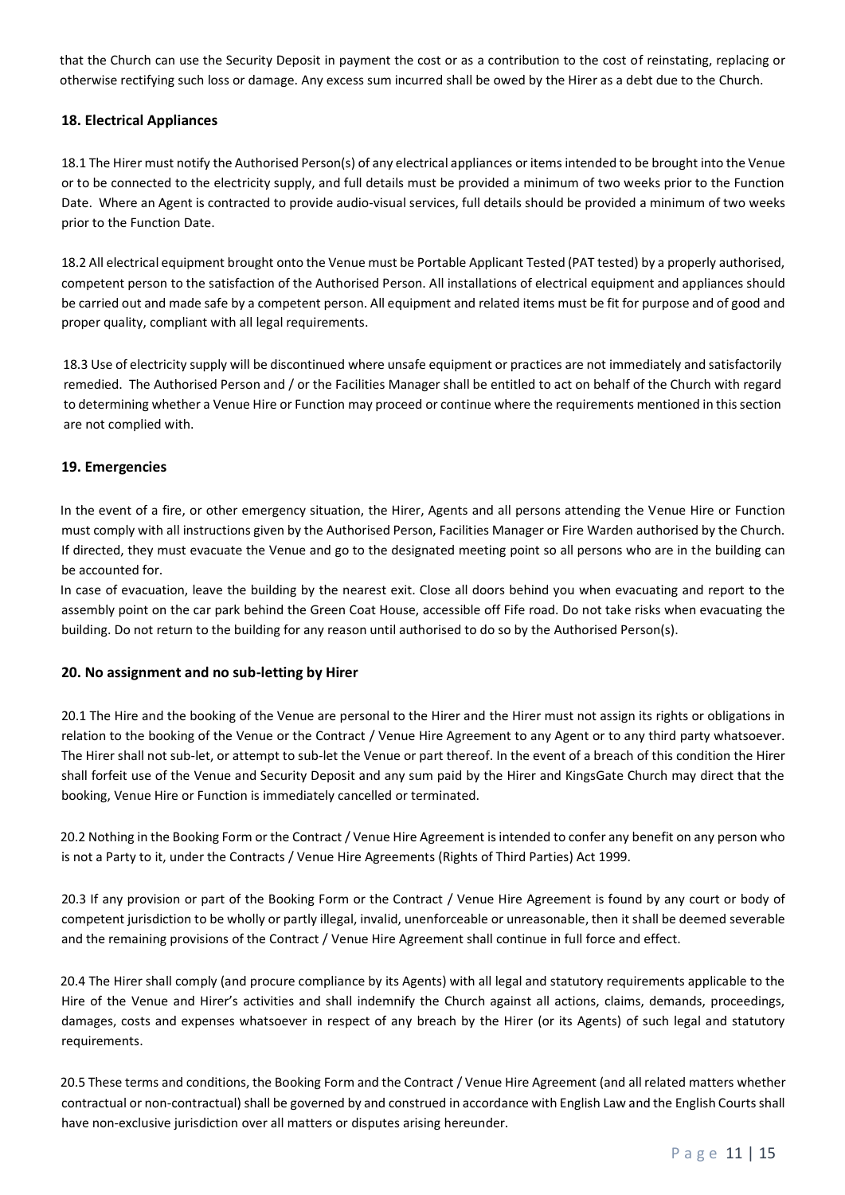that the Church can use the Security Deposit in payment the cost or as a contribution to the cost of reinstating, replacing or otherwise rectifying such loss or damage. Any excess sum incurred shall be owed by the Hirer as a debt due to the Church.

### 18. Electrical Appliances

18.1 The Hirer must notify the Authorised Person(s) of any electrical appliances or items intended to be brought into the Venue or to be connected to the electricity supply, and full details must be provided a minimum of two weeks prior to the Function Date. Where an Agent is contracted to provide audio-visual services, full details should be provided a minimum of two weeks prior to the Function Date.

18.2 All electrical equipment brought onto the Venue must be Portable Applicant Tested (PAT tested) by a properly authorised, competent person to the satisfaction of the Authorised Person. All installations of electrical equipment and appliances should be carried out and made safe by a competent person. All equipment and related items must be fit for purpose and of good and proper quality, compliant with all legal requirements.

18.3 Use of electricity supply will be discontinued where unsafe equipment or practices are not immediately and satisfactorily remedied. The Authorised Person and / or the Facilities Manager shall be entitled to act on behalf of the Church with regard to determining whether a Venue Hire or Function may proceed or continue where the requirements mentioned in this section are not complied with.

### 19. Emergencies

In the event of a fire, or other emergency situation, the Hirer, Agents and all persons attending the Venue Hire or Function must comply with all instructions given by the Authorised Person, Facilities Manager or Fire Warden authorised by the Church. If directed, they must evacuate the Venue and go to the designated meeting point so all persons who are in the building can be accounted for.

In case of evacuation, leave the building by the nearest exit. Close all doors behind you when evacuating and report to the assembly point on the car park behind the Green Coat House, accessible off Fife road. Do not take risks when evacuating the building. Do not return to the building for any reason until authorised to do so by the Authorised Person(s).

### 20. No assignment and no sub-letting by Hirer

20.1 The Hire and the booking of the Venue are personal to the Hirer and the Hirer must not assign its rights or obligations in relation to the booking of the Venue or the Contract / Venue Hire Agreement to any Agent or to any third party whatsoever. The Hirer shall not sub-let, or attempt to sub-let the Venue or part thereof. In the event of a breach of this condition the Hirer shall forfeit use of the Venue and Security Deposit and any sum paid by the Hirer and KingsGate Church may direct that the booking, Venue Hire or Function is immediately cancelled or terminated.

20.2 Nothing in the Booking Form or the Contract / Venue Hire Agreement is intended to confer any benefit on any person who is not a Party to it, under the Contracts / Venue Hire Agreements (Rights of Third Parties) Act 1999.

20.3 If any provision or part of the Booking Form or the Contract / Venue Hire Agreement is found by any court or body of competent jurisdiction to be wholly or partly illegal, invalid, unenforceable or unreasonable, then it shall be deemed severable and the remaining provisions of the Contract / Venue Hire Agreement shall continue in full force and effect.

20.4 The Hirer shall comply (and procure compliance by its Agents) with all legal and statutory requirements applicable to the Hire of the Venue and Hirer's activities and shall indemnify the Church against all actions, claims, demands, proceedings, damages, costs and expenses whatsoever in respect of any breach by the Hirer (or its Agents) of such legal and statutory requirements.

20.5 These terms and conditions, the Booking Form and the Contract / Venue Hire Agreement (and all related matters whether contractual or non-contractual) shall be governed by and construed in accordance with English Law and the English Courts shall have non-exclusive jurisdiction over all matters or disputes arising hereunder.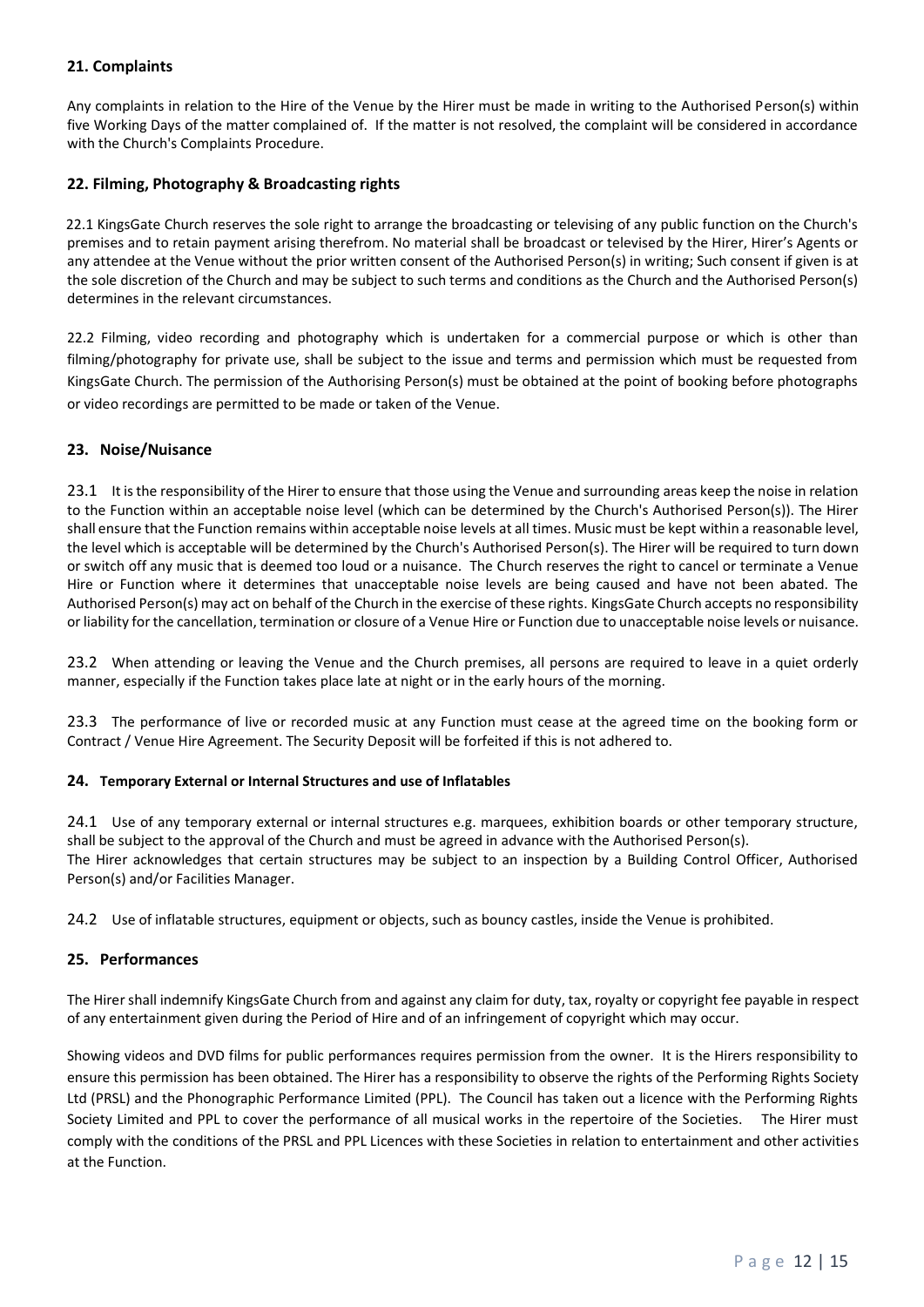## 21. Complaints

Any complaints in relation to the Hire of the Venue by the Hirer must be made in writing to the Authorised Person(s) within five Working Days of the matter complained of. If the matter is not resolved, the complaint will be considered in accordance with the Church's Complaints Procedure.

## 22. Filming, Photography & Broadcasting rights

22.1 KingsGate Church reserves the sole right to arrange the broadcasting or televising of any public function on the Church's premises and to retain payment arising therefrom. No material shall be broadcast or televised by the Hirer, Hirer's Agents or any attendee at the Venue without the prior written consent of the Authorised Person(s) in writing; Such consent if given is at the sole discretion of the Church and may be subject to such terms and conditions as the Church and the Authorised Person(s) determines in the relevant circumstances.

22.2 Filming, video recording and photography which is undertaken for a commercial purpose or which is other than filming/photography for private use, shall be subject to the issue and terms and permission which must be requested from KingsGate Church. The permission of the Authorising Person(s) must be obtained at the point of booking before photographs or video recordings are permitted to be made or taken of the Venue.

## 23. Noise/Nuisance

23.1 It is the responsibility of the Hirer to ensure that those using the Venue and surrounding areas keep the noise in relation to the Function within an acceptable noise level (which can be determined by the Church's Authorised Person(s)). The Hirer shall ensure that the Function remains within acceptable noise levels at all times. Music must be kept within a reasonable level, the level which is acceptable will be determined by the Church's Authorised Person(s). The Hirer will be required to turn down or switch off any music that is deemed too loud or a nuisance. The Church reserves the right to cancel or terminate a Venue Hire or Function where it determines that unacceptable noise levels are being caused and have not been abated. The Authorised Person(s) may act on behalf of the Church in the exercise of these rights. KingsGate Church accepts no responsibility or liability for the cancellation, termination or closure of a Venue Hire or Function due to unacceptable noise levels or nuisance.

23.2 When attending or leaving the Venue and the Church premises, all persons are required to leave in a quiet orderly manner, especially if the Function takes place late at night or in the early hours of the morning.

23.3 The performance of live or recorded music at any Function must cease at the agreed time on the booking form or Contract / Venue Hire Agreement. The Security Deposit will be forfeited if this is not adhered to.

## 24. Temporary External or Internal Structures and use of Inflatables

24.1 Use of any temporary external or internal structures e.g. marquees, exhibition boards or other temporary structure, shall be subject to the approval of the Church and must be agreed in advance with the Authorised Person(s).
The Hirer acknowledges that certain structures may be subject to an inspection by a Building Control Officer, Authorised Person(s) and/or Facilities Manager.

24.2 Use of inflatable structures, equipment or objects, such as bouncy castles, inside the Venue is prohibited.

## 25. Performances

The Hirer shall indemnify KingsGate Church from and against any claim for duty, tax, royalty or copyright fee payable in respect of any entertainment given during the Period of Hire and of an infringement of copyright which may occur.

Showing videos and DVD films for public performances requires permission from the owner. It is the Hirers responsibility to ensure this permission has been obtained. The Hirer has a responsibility to observe the rights of the Performing Rights Society Ltd (PRSL) and the Phonographic Performance Limited (PPL). The Council has taken out a licence with the Performing Rights Society Limited and PPL to cover the performance of all musical works in the repertoire of the Societies. The Hirer must comply with the conditions of the PRSL and PPL Licences with these Societies in relation to entertainment and other activities at the Function.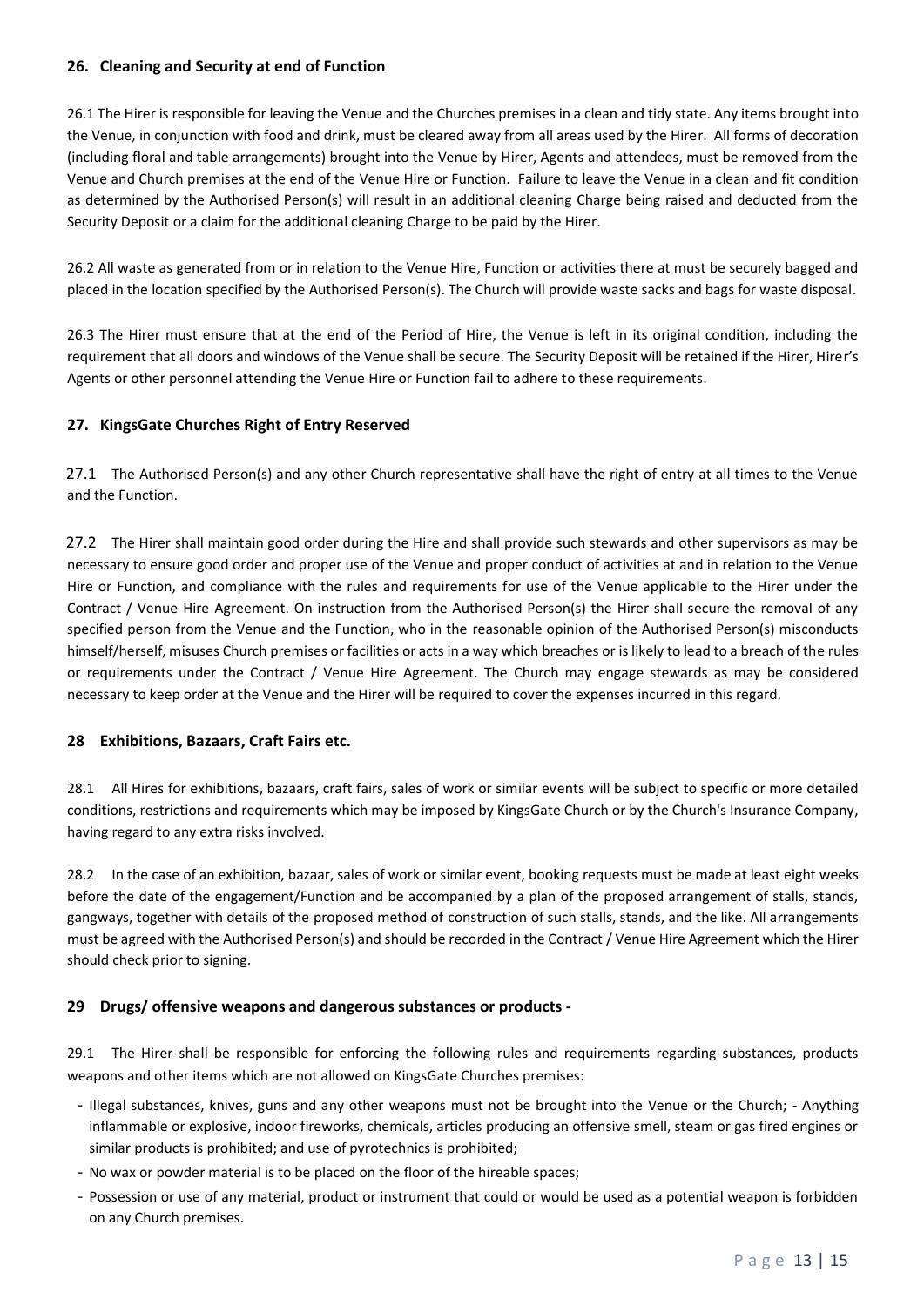## 26. Cleaning and Security at end of Function

26.1 The Hirer is responsible for leaving the Venue and the Churches premises in a clean and tidy state. Any items brought into the Venue, in conjunction with food and drink, must be cleared away from all areas used by the Hirer. All forms of decoration (including floral and table arrangements) brought into the Venue by Hirer, Agents and attendees, must be removed from the Venue and Church premises at the end of the Venue Hire or Function. Failure to leave the Venue in a clean and fit condition as determined by the Authorised Person(s) will result in an additional cleaning Charge being raised and deducted from the Security Deposit or a claim for the additional cleaning Charge to be paid by the Hirer.

26.2 All waste as generated from or in relation to the Venue Hire, Function or activities there at must be securely bagged and placed in the location specified by the Authorised Person(s). The Church will provide waste sacks and bags for waste disposal.

26.3 The Hirer must ensure that at the end of the Period of Hire, the Venue is left in its original condition, including the requirement that all doors and windows of the Venue shall be secure. The Security Deposit will be retained if the Hirer, Hirer's Agents or other personnel attending the Venue Hire or Function fail to adhere to these requirements.

## 27. KingsGate Churches Right of Entry Reserved

27.1 The Authorised Person(s) and any other Church representative shall have the right of entry at all times to the Venue and the Function.

27.2 The Hirer shall maintain good order during the Hire and shall provide such stewards and other supervisors as may be necessary to ensure good order and proper use of the Venue and proper conduct of activities at and in relation to the Venue Hire or Function, and compliance with the rules and requirements for use of the Venue applicable to the Hirer under the Contract / Venue Hire Agreement. On instruction from the Authorised Person(s) the Hirer shall secure the removal of any specified person from the Venue and the Function, who in the reasonable opinion of the Authorised Person(s) misconducts himself/herself, misuses Church premises or facilities or acts in a way which breaches or is likely to lead to a breach of the rules or requirements under the Contract / Venue Hire Agreement. The Church may engage stewards as may be considered necessary to keep order at the Venue and the Hirer will be required to cover the expenses incurred in this regard.

## 28 Exhibitions, Bazaars, Craft Fairs etc.

28.1 All Hires for exhibitions, bazaars, craft fairs, sales of work or similar events will be subject to specific or more detailed conditions, restrictions and requirements which may be imposed by KingsGate Church or by the Church's Insurance Company, having regard to any extra risks involved.

28.2 In the case of an exhibition, bazaar, sales of work or similar event, booking requests must be made at least eight weeks before the date of the engagement/Function and be accompanied by a plan of the proposed arrangement of stalls, stands, gangways, together with details of the proposed method of construction of such stalls, stands, and the like. All arrangements must be agreed with the Authorised Person(s) and should be recorded in the Contract / Venue Hire Agreement which the Hirer should check prior to signing.

## 29 Drugs/ offensive weapons and dangerous substances or products -

29.1 The Hirer shall be responsible for enforcing the following rules and requirements regarding substances, products weapons and other items which are not allowed on KingsGate Churches premises:

- Illegal substances, knives, guns and any other weapons must not be brought into the Venue or the Church; - Anything inflammable or explosive, indoor fireworks, chemicals, articles producing an offensive smell, steam or gas fired engines or similar products is prohibited; and use of pyrotechnics is prohibited;
- No wax or powder material is to be placed on the floor of the hireable spaces;
- Possession or use of any material, product or instrument that could or would be used as a potential weapon is forbidden on any Church premises.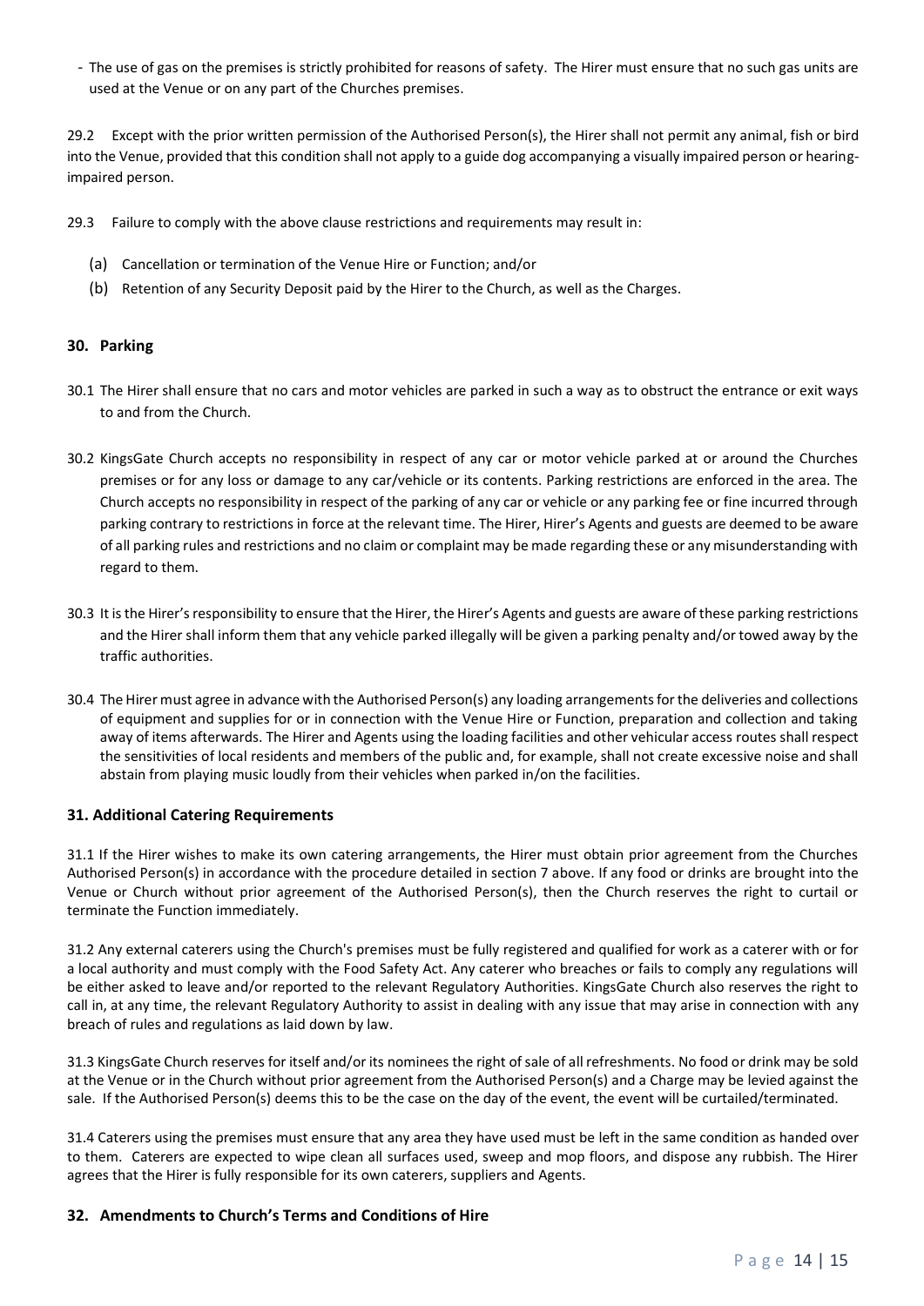- The use of gas on the premises is strictly prohibited for reasons of safety. The Hirer must ensure that no such gas units are used at the Venue or on any part of the Churches premises.

29.2 Except with the prior written permission of the Authorised Person(s), the Hirer shall not permit any animal, fish or bird into the Venue, provided that this condition shall not apply to a guide dog accompanying a visually impaired person or hearing-impaired person.

29.3 Failure to comply with the above clause restrictions and requirements may result in:

(a) Cancellation or termination of the Venue Hire or Function; and/or

(b) Retention of any Security Deposit paid by the Hirer to the Church, as well as the Charges.

## 30. Parking

30.1 The Hirer shall ensure that no cars and motor vehicles are parked in such a way as to obstruct the entrance or exit ways to and from the Church.

30.2 KingsGate Church accepts no responsibility in respect of any car or motor vehicle parked at or around the Churches premises or for any loss or damage to any car/vehicle or its contents. Parking restrictions are enforced in the area. The Church accepts no responsibility in respect of the parking of any car or vehicle or any parking fee or fine incurred through parking contrary to restrictions in force at the relevant time. The Hirer, Hirer's Agents and guests are deemed to be aware of all parking rules and restrictions and no claim or complaint may be made regarding these or any misunderstanding with regard to them.

30.3 It is the Hirer's responsibility to ensure that the Hirer, the Hirer's Agents and guests are aware of these parking restrictions and the Hirer shall inform them that any vehicle parked illegally will be given a parking penalty and/or towed away by the traffic authorities.

30.4 The Hirer must agree in advance with the Authorised Person(s) any loading arrangements for the deliveries and collections of equipment and supplies for or in connection with the Venue Hire or Function, preparation and collection and taking away of items afterwards. The Hirer and Agents using the loading facilities and other vehicular access routes shall respect the sensitivities of local residents and members of the public and, for example, shall not create excessive noise and shall abstain from playing music loudly from their vehicles when parked in/on the facilities.

## 31. Additional Catering Requirements

31.1 If the Hirer wishes to make its own catering arrangements, the Hirer must obtain prior agreement from the Churches Authorised Person(s) in accordance with the procedure detailed in section 7 above. If any food or drinks are brought into the Venue or Church without prior agreement of the Authorised Person(s), then the Church reserves the right to curtail or terminate the Function immediately.

31.2 Any external caterers using the Church's premises must be fully registered and qualified for work as a caterer with or for a local authority and must comply with the Food Safety Act. Any caterer who breaches or fails to comply any regulations will be either asked to leave and/or reported to the relevant Regulatory Authorities. KingsGate Church also reserves the right to call in, at any time, the relevant Regulatory Authority to assist in dealing with any issue that may arise in connection with any breach of rules and regulations as laid down by law.

31.3 KingsGate Church reserves for itself and/or its nominees the right of sale of all refreshments. No food or drink may be sold at the Venue or in the Church without prior agreement from the Authorised Person(s) and a Charge may be levied against the sale. If the Authorised Person(s) deems this to be the case on the day of the event, the event will be curtailed/terminated.

31.4 Caterers using the premises must ensure that any area they have used must be left in the same condition as handed over to them. Caterers are expected to wipe clean all surfaces used, sweep and mop floors, and dispose any rubbish. The Hirer agrees that the Hirer is fully responsible for its own caterers, suppliers and Agents.

## 32. Amendments to Church's Terms and Conditions of Hire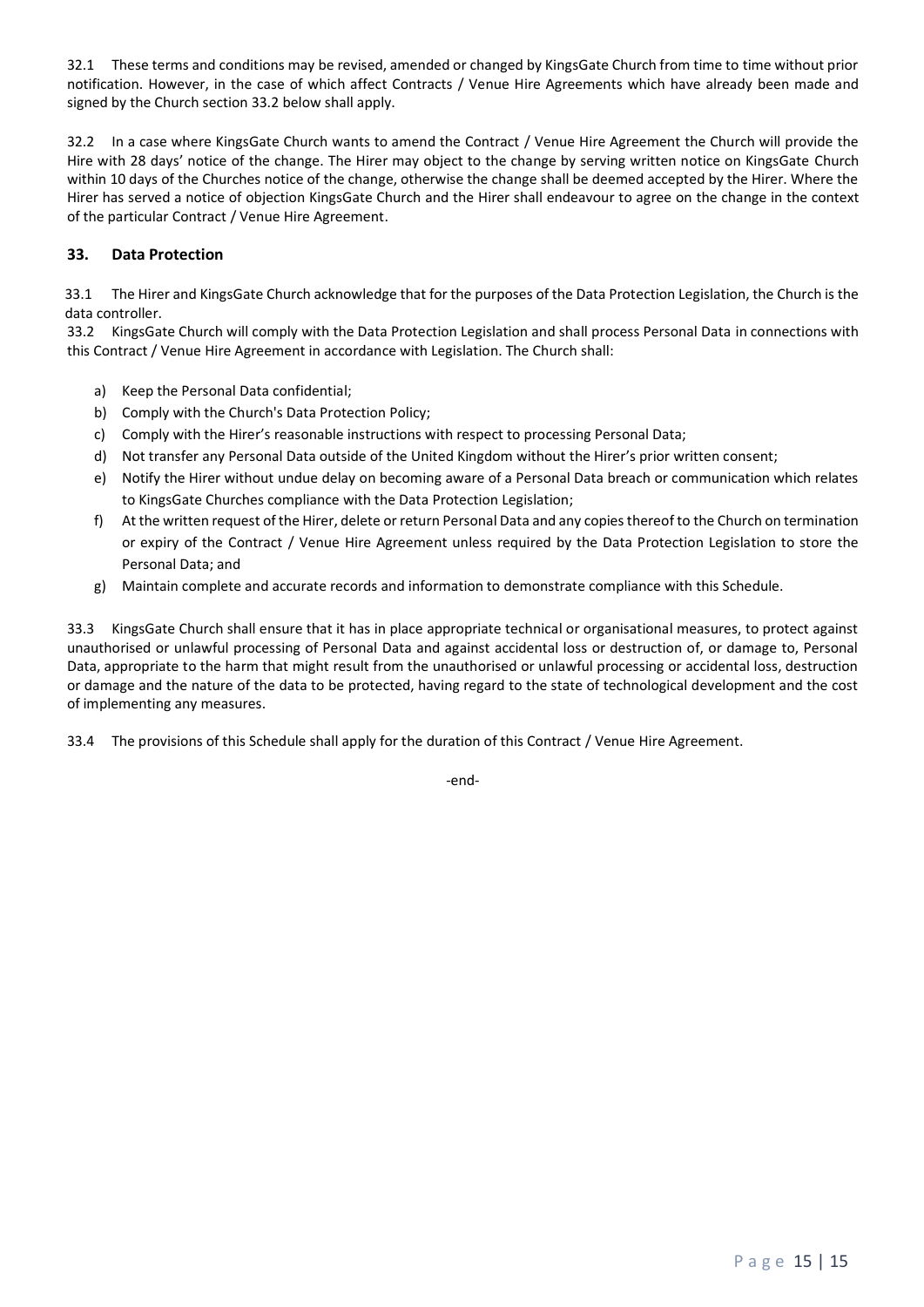32.1 These terms and conditions may be revised, amended or changed by KingsGate Church from time to time without prior notification. However, in the case of which affect Contracts / Venue Hire Agreements which have already been made and signed by the Church section 33.2 below shall apply.

32.2 In a case where KingsGate Church wants to amend the Contract / Venue Hire Agreement the Church will provide the Hire with 28 days' notice of the change. The Hirer may object to the change by serving written notice on KingsGate Church within 10 days of the Churches notice of the change, otherwise the change shall be deemed accepted by the Hirer. Where the Hirer has served a notice of objection KingsGate Church and the Hirer shall endeavour to agree on the change in the context of the particular Contract / Venue Hire Agreement.

## 33. Data Protection

33.1 The Hirer and KingsGate Church acknowledge that for the purposes of the Data Protection Legislation, the Church is the data controller.

33.2 KingsGate Church will comply with the Data Protection Legislation and shall process Personal Data in connections with this Contract / Venue Hire Agreement in accordance with Legislation. The Church shall:

a) Keep the Personal Data confidential;
b) Comply with the Church's Data Protection Policy;
c) Comply with the Hirer's reasonable instructions with respect to processing Personal Data;
d) Not transfer any Personal Data outside of the United Kingdom without the Hirer's prior written consent;
e) Notify the Hirer without undue delay on becoming aware of a Personal Data breach or communication which relates to KingsGate Churches compliance with the Data Protection Legislation;
f) At the written request of the Hirer, delete or return Personal Data and any copies thereof to the Church on termination or expiry of the Contract / Venue Hire Agreement unless required by the Data Protection Legislation to store the Personal Data; and
g) Maintain complete and accurate records and information to demonstrate compliance with this Schedule.

33.3 KingsGate Church shall ensure that it has in place appropriate technical or organisational measures, to protect against unauthorised or unlawful processing of Personal Data and against accidental loss or destruction of, or damage to, Personal Data, appropriate to the harm that might result from the unauthorised or unlawful processing or accidental loss, destruction or damage and the nature of the data to be protected, having regard to the state of technological development and the cost of implementing any measures.

33.4 The provisions of this Schedule shall apply for the duration of this Contract / Venue Hire Agreement.

-end-